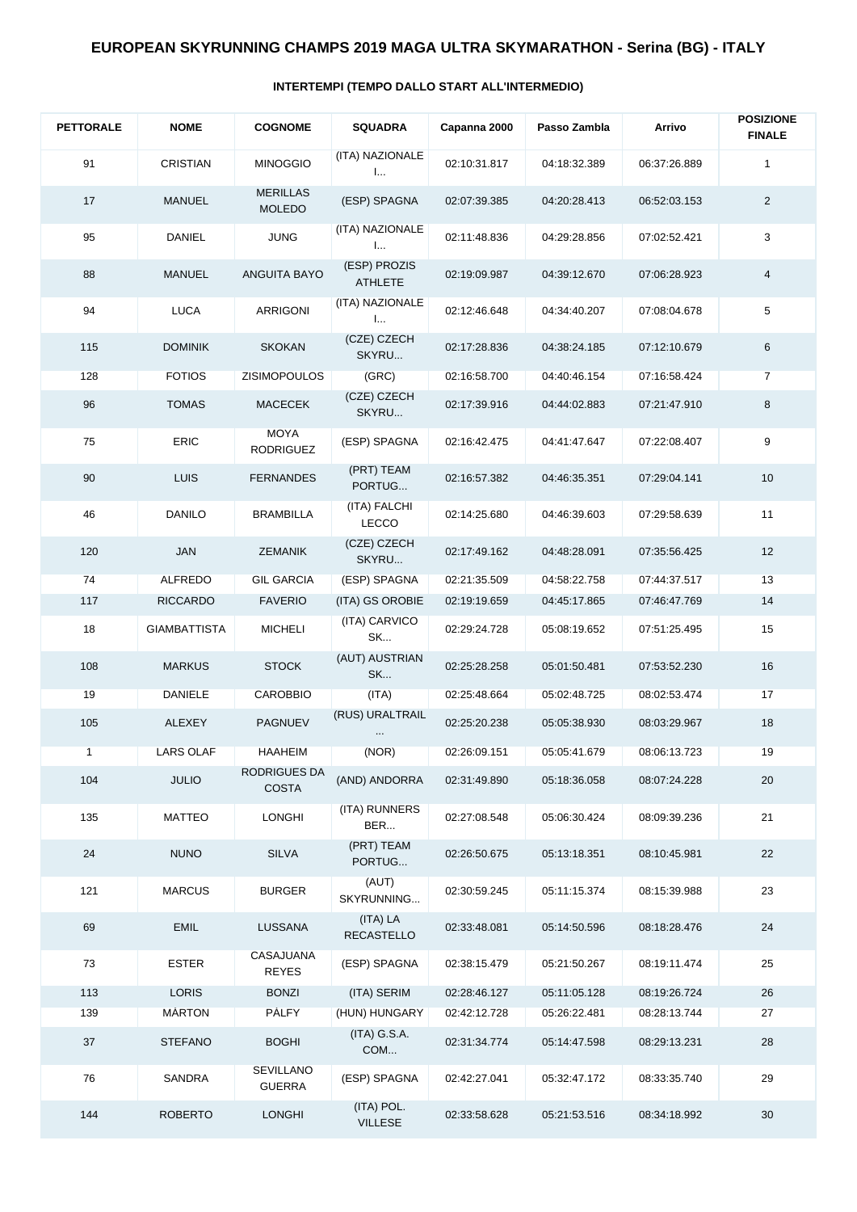# EUROPEAN SKYRUNNING CHAMPS 2019 MAGA ULTRA SKYMARATHON - Serina (BG) - ITALY

## INTERTEMPI (TEMPO DALLO START ALL'INTERMEDIO)

| PETTORALE | NOME | COGNOME | SQUADRA | Capanna 2000 | Passo Zambla | Arrivo | POSIZIONE FINALE |
|---|---|---|---|---|---|---|---|
| 91 | CRISTIAN | MINOGGIO | (ITA) NAZIONALE I... | 02:10:31.817 | 04:18:32.389 | 06:37:26.889 | 1 |
| 17 | MANUEL | MERILLAS MOLEDO | (ESP) SPAGNA | 02:07:39.385 | 04:20:28.413 | 06:52:03.153 | 2 |
| 95 | DANIEL | JUNG | (ITA) NAZIONALE I... | 02:11:48.836 | 04:29:28.856 | 07:02:52.421 | 3 |
| 88 | MANUEL | ANGUITA BAYO | (ESP) PROZIS ATHLETE | 02:19:09.987 | 04:39:12.670 | 07:06:28.923 | 4 |
| 94 | LUCA | ARRIGONI | (ITA) NAZIONALE I... | 02:12:46.648 | 04:34:40.207 | 07:08:04.678 | 5 |
| 115 | DOMINIK | SKOKAN | (CZE) CZECH SKYRU... | 02:17:28.836 | 04:38:24.185 | 07:12:10.679 | 6 |
| 128 | FOTIOS | ZISIMOPOULOS | (GRC) | 02:16:58.700 | 04:40:46.154 | 07:16:58.424 | 7 |
| 96 | TOMAS | MACECEK | (CZE) CZECH SKYRU... | 02:17:39.916 | 04:44:02.883 | 07:21:47.910 | 8 |
| 75 | ERIC | MOYA RODRIGUEZ | (ESP) SPAGNA | 02:16:42.475 | 04:41:47.647 | 07:22:08.407 | 9 |
| 90 | LUIS | FERNANDES | (PRT) TEAM PORTUG... | 02:16:57.382 | 04:46:35.351 | 07:29:04.141 | 10 |
| 46 | DANILO | BRAMBILLA | (ITA) FALCHI LECCO | 02:14:25.680 | 04:46:39.603 | 07:29:58.639 | 11 |
| 120 | JAN | ZEMANIK | (CZE) CZECH SKYRU... | 02:17:49.162 | 04:48:28.091 | 07:35:56.425 | 12 |
| 74 | ALFREDO | GIL GARCIA | (ESP) SPAGNA | 02:21:35.509 | 04:58:22.758 | 07:44:37.517 | 13 |
| 117 | RICCARDO | FAVERIO | (ITA) GS OROBIE | 02:19:19.659 | 04:45:17.865 | 07:46:47.769 | 14 |
| 18 | GIAMBATTISTA | MICHELI | (ITA) CARVICO SK... | 02:29:24.728 | 05:08:19.652 | 07:51:25.495 | 15 |
| 108 | MARKUS | STOCK | (AUT) AUSTRIAN SK... | 02:25:28.258 | 05:01:50.481 | 07:53:52.230 | 16 |
| 19 | DANIELE | CAROBBIO | (ITA) | 02:25:48.664 | 05:02:48.725 | 08:02:53.474 | 17 |
| 105 | ALEXEY | PAGNUEV | (RUS) URALTRAIL ... | 02:25:20.238 | 05:05:38.930 | 08:03:29.967 | 18 |
| 1 | LARS OLAF | HAAHEIM | (NOR) | 02:26:09.151 | 05:05:41.679 | 08:06:13.723 | 19 |
| 104 | JULIO | RODRIGUES DA COSTA | (AND) ANDORRA | 02:31:49.890 | 05:18:36.058 | 08:07:24.228 | 20 |
| 135 | MATTEO | LONGHI | (ITA) RUNNERS BER... | 02:27:08.548 | 05:06:30.424 | 08:09:39.236 | 21 |
| 24 | NUNO | SILVA | (PRT) TEAM PORTUG... | 02:26:50.675 | 05:13:18.351 | 08:10:45.981 | 22 |
| 121 | MARCUS | BURGER | (AUT) SKYRUNNING... | 02:30:59.245 | 05:11:15.374 | 08:15:39.988 | 23 |
| 69 | EMIL | LUSSANA | (ITA) LA RECASTELLO | 02:33:48.081 | 05:14:50.596 | 08:18:28.476 | 24 |
| 73 | ESTER | CASAJUANA REYES | (ESP) SPAGNA | 02:38:15.479 | 05:21:50.267 | 08:19:11.474 | 25 |
| 113 | LORIS | BONZI | (ITA) SERIM | 02:28:46.127 | 05:11:05.128 | 08:19:26.724 | 26 |
| 139 | MÁRTON | PÁLFY | (HUN) HUNGARY | 02:42:12.728 | 05:26:22.481 | 08:28:13.744 | 27 |
| 37 | STEFANO | BOGHI | (ITA) G.S.A. COM... | 02:31:34.774 | 05:14:47.598 | 08:29:13.231 | 28 |
| 76 | SANDRA | SEVILLANO GUERRA | (ESP) SPAGNA | 02:42:27.041 | 05:32:47.172 | 08:33:35.740 | 29 |
| 144 | ROBERTO | LONGHI | (ITA) POL. VILLESE | 02:33:58.628 | 05:21:53.516 | 08:34:18.992 | 30 |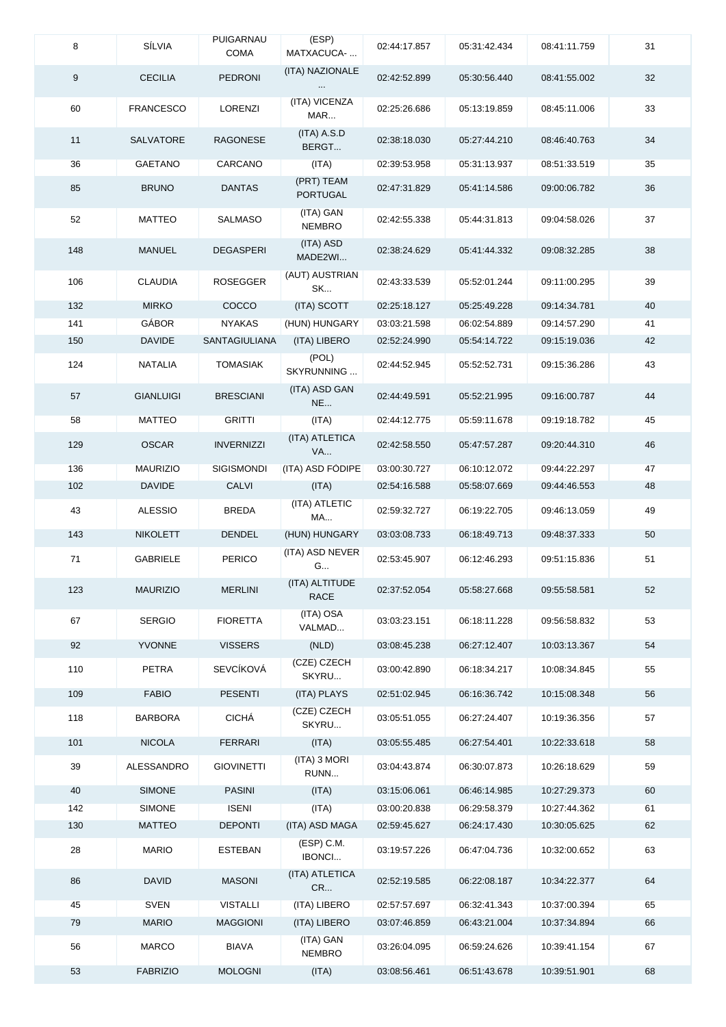| | | | | | | | |
|---|---|---|---|---|---|---|---|
| 8 | SÍLVIA | PUIGARNAU COMA | (ESP) MATXACUCA- ... | 02:44:17.857 | 05:31:42.434 | 08:41:11.759 | 31 |
| 9 | CECILIA | PEDRONI | (ITA) NAZIONALE ... | 02:42:52.899 | 05:30:56.440 | 08:41:55.002 | 32 |
| 60 | FRANCESCO | LORENZI | (ITA) VICENZA MAR... | 02:25:26.686 | 05:13:19.859 | 08:45:11.006 | 33 |
| 11 | SALVATORE | RAGONESE | (ITA) A.S.D BERGT... | 02:38:18.030 | 05:27:44.210 | 08:46:40.763 | 34 |
| 36 | GAETANO | CARCANO | (ITA) | 02:39:53.958 | 05:31:13.937 | 08:51:33.519 | 35 |
| 85 | BRUNO | DANTAS | (PRT) TEAM PORTUGAL | 02:47:31.829 | 05:41:14.586 | 09:00:06.782 | 36 |
| 52 | MATTEO | SALMASO | (ITA) GAN NEMBRO | 02:42:55.338 | 05:44:31.813 | 09:04:58.026 | 37 |
| 148 | MANUEL | DEGASPERI | (ITA) ASD MADE2WI... | 02:38:24.629 | 05:41:44.332 | 09:08:32.285 | 38 |
| 106 | CLAUDIA | ROSEGGER | (AUT) AUSTRIAN SK... | 02:43:33.539 | 05:52:01.244 | 09:11:00.295 | 39 |
| 132 | MIRKO | COCCO | (ITA) SCOTT | 02:25:18.127 | 05:25:49.228 | 09:14:34.781 | 40 |
| 141 | GÁBOR | NYAKAS | (HUN) HUNGARY | 03:03:21.598 | 06:02:54.889 | 09:14:57.290 | 41 |
| 150 | DAVIDE | SANTAGIULIANA | (ITA) LIBERO | 02:52:24.990 | 05:54:14.722 | 09:15:19.036 | 42 |
| 124 | NATALIA | TOMASIAK | (POL) SKYRUNNING ... | 02:44:52.945 | 05:52:52.731 | 09:15:36.286 | 43 |
| 57 | GIANLUIGI | BRESCIANI | (ITA) ASD GAN NE... | 02:44:49.591 | 05:52:21.995 | 09:16:00.787 | 44 |
| 58 | MATTEO | GRITTI | (ITA) | 02:44:12.775 | 05:59:11.678 | 09:19:18.782 | 45 |
| 129 | OSCAR | INVERNIZZI | (ITA) ATLETICA VA... | 02:42:58.550 | 05:47:57.287 | 09:20:44.310 | 46 |
| 136 | MAURIZIO | SIGISMONDI | (ITA) ASD FODIPE | 03:00:30.727 | 06:10:12.072 | 09:44:22.297 | 47 |
| 102 | DAVIDE | CALVI | (ITA) | 02:54:16.588 | 05:58:07.669 | 09:44:46.553 | 48 |
| 43 | ALESSIO | BREDA | (ITA) ATLETIC MA... | 02:59:32.727 | 06:19:22.705 | 09:46:13.059 | 49 |
| 143 | NIKOLETT | DENDEL | (HUN) HUNGARY | 03:03:08.733 | 06:18:49.713 | 09:48:37.333 | 50 |
| 71 | GABRIELE | PERICO | (ITA) ASD NEVER G... | 02:53:45.907 | 06:12:46.293 | 09:51:15.836 | 51 |
| 123 | MAURIZIO | MERLINI | (ITA) ALTITUDE RACE | 02:37:52.054 | 05:58:27.668 | 09:55:58.581 | 52 |
| 67 | SERGIO | FIORETTA | (ITA) OSA VALMAD... | 03:03:23.151 | 06:18:11.228 | 09:56:58.832 | 53 |
| 92 | YVONNE | VISSERS | (NLD) | 03:08:45.238 | 06:27:12.407 | 10:03:13.367 | 54 |
| 110 | PETRA | SEVCÍKOVÁ | (CZE) CZECH SKYRU... | 03:00:42.890 | 06:18:34.217 | 10:08:34.845 | 55 |
| 109 | FABIO | PESENTI | (ITA) PLAYS | 02:51:02.945 | 06:16:36.742 | 10:15:08.348 | 56 |
| 118 | BARBORA | CICHÁ | (CZE) CZECH SKYRU... | 03:05:51.055 | 06:27:24.407 | 10:19:36.356 | 57 |
| 101 | NICOLA | FERRARI | (ITA) | 03:05:55.485 | 06:27:54.401 | 10:22:33.618 | 58 |
| 39 | ALESSANDRO | GIOVINETTI | (ITA) 3 MORI RUNN... | 03:04:43.874 | 06:30:07.873 | 10:26:18.629 | 59 |
| 40 | SIMONE | PASINI | (ITA) | 03:15:06.061 | 06:46:14.985 | 10:27:29.373 | 60 |
| 142 | SIMONE | ISENI | (ITA) | 03:00:20.838 | 06:29:58.379 | 10:27:44.362 | 61 |
| 130 | MATTEO | DEPONTI | (ITA) ASD MAGA | 02:59:45.627 | 06:24:17.430 | 10:30:05.625 | 62 |
| 28 | MARIO | ESTEBAN | (ESP) C.M. IBONCI... | 03:19:57.226 | 06:47:04.736 | 10:32:00.652 | 63 |
| 86 | DAVID | MASONI | (ITA) ATLETICA CR... | 02:52:19.585 | 06:22:08.187 | 10:34:22.377 | 64 |
| 45 | SVEN | VISTALLI | (ITA) LIBERO | 02:57:57.697 | 06:32:41.343 | 10:37:00.394 | 65 |
| 79 | MARIO | MAGGIONI | (ITA) LIBERO | 03:07:46.859 | 06:43:21.004 | 10:37:34.894 | 66 |
| 56 | MARCO | BIAVA | (ITA) GAN NEMBRO | 03:26:04.095 | 06:59:24.626 | 10:39:41.154 | 67 |
| 53 | FABRIZIO | MOLOGNI | (ITA) | 03:08:56.461 | 06:51:43.678 | 10:39:51.901 | 68 |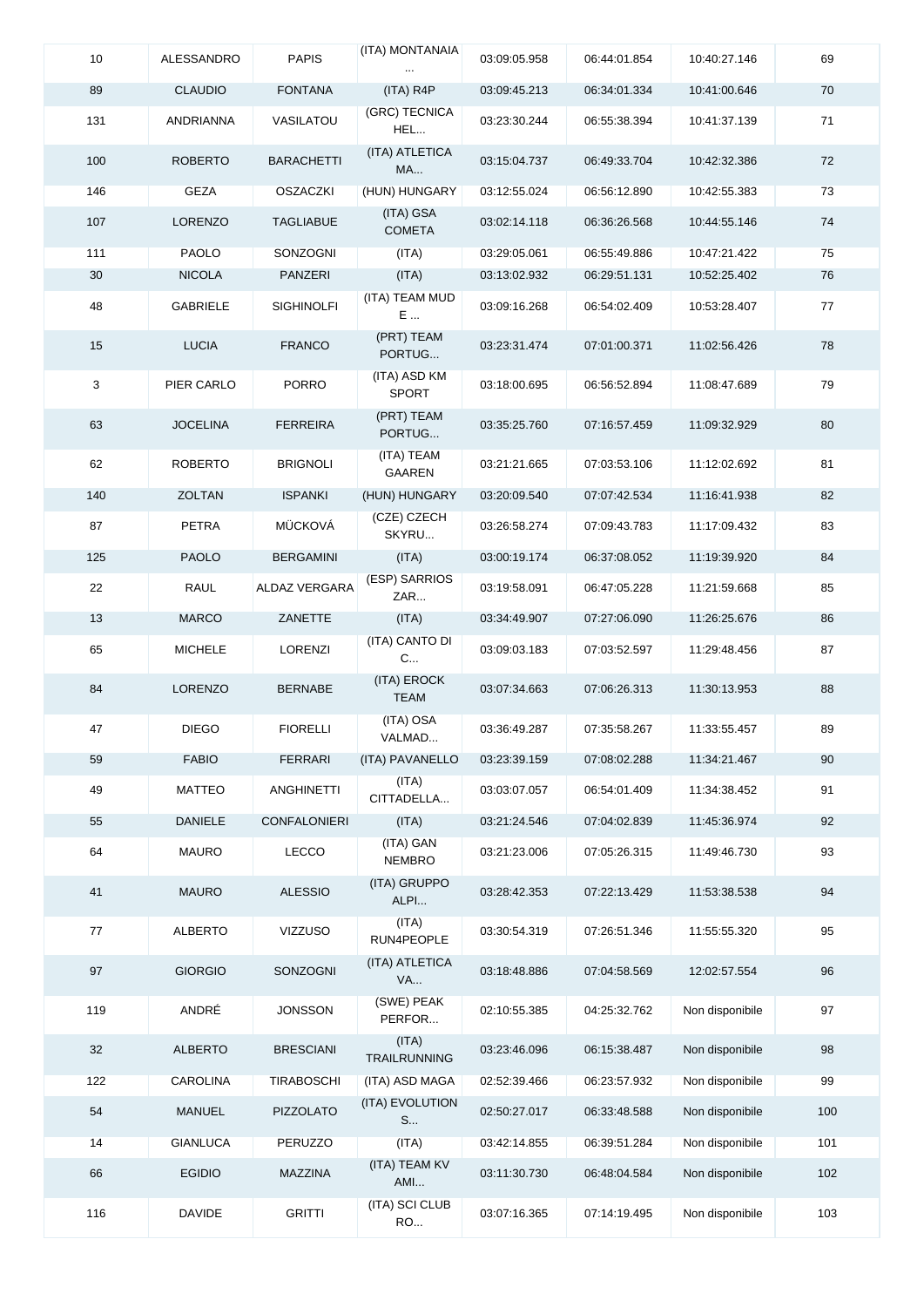| 10 | ALESSANDRO | PAPIS | (ITA) MONTANAIA ... | 03:09:05.958 | 06:44:01.854 | 10:40:27.146 | 69 |
|---|---|---|---|---|---|---|---|
| 89 | CLAUDIO | FONTANA | (ITA) R4P | 03:09:45.213 | 06:34:01.334 | 10:41:00.646 | 70 |
| 131 | ANDRIANNA | VASILATOU | (GRC) TECNICA HEL... | 03:23:30.244 | 06:55:38.394 | 10:41:37.139 | 71 |
| 100 | ROBERTO | BARACHETTI | (ITA) ATLETICA MA... | 03:15:04.737 | 06:49:33.704 | 10:42:32.386 | 72 |
| 146 | GEZA | OSZACZKI | (HUN) HUNGARY | 03:12:55.024 | 06:56:12.890 | 10:42:55.383 | 73 |
| 107 | LORENZO | TAGLIABUE | (ITA) GSA COMETA | 03:02:14.118 | 06:36:26.568 | 10:44:55.146 | 74 |
| 111 | PAOLO | SONZOGNI | (ITA) | 03:29:05.061 | 06:55:49.886 | 10:47:21.422 | 75 |
| 30 | NICOLA | PANZERI | (ITA) | 03:13:02.932 | 06:29:51.131 | 10:52:25.402 | 76 |
| 48 | GABRIELE | SIGHINOLFI | (ITA) TEAM MUD E ... | 03:09:16.268 | 06:54:02.409 | 10:53:28.407 | 77 |
| 15 | LUCIA | FRANCO | (PRT) TEAM PORTUG... | 03:23:31.474 | 07:01:00.371 | 11:02:56.426 | 78 |
| 3 | PIER CARLO | PORRO | (ITA) ASD KM SPORT | 03:18:00.695 | 06:56:52.894 | 11:08:47.689 | 79 |
| 63 | JOCELINA | FERREIRA | (PRT) TEAM PORTUG... | 03:35:25.760 | 07:16:57.459 | 11:09:32.929 | 80 |
| 62 | ROBERTO | BRIGNOLI | (ITA) TEAM GAAREN | 03:21:21.665 | 07:03:53.106 | 11:12:02.692 | 81 |
| 140 | ZOLTAN | ISPANKI | (HUN) HUNGARY | 03:20:09.540 | 07:07:42.534 | 11:16:41.938 | 82 |
| 87 | PETRA | MÜCKOVÁ | (CZE) CZECH SKYRU... | 03:26:58.274 | 07:09:43.783 | 11:17:09.432 | 83 |
| 125 | PAOLO | BERGAMINI | (ITA) | 03:00:19.174 | 06:37:08.052 | 11:19:39.920 | 84 |
| 22 | RAUL | ALDAZ VERGARA | (ESP) SARRIOS ZAR... | 03:19:58.091 | 06:47:05.228 | 11:21:59.668 | 85 |
| 13 | MARCO | ZANETTE | (ITA) | 03:34:49.907 | 07:27:06.090 | 11:26:25.676 | 86 |
| 65 | MICHELE | LORENZI | (ITA) CANTO DI C... | 03:09:03.183 | 07:03:52.597 | 11:29:48.456 | 87 |
| 84 | LORENZO | BERNABE | (ITA) EROCK TEAM | 03:07:34.663 | 07:06:26.313 | 11:30:13.953 | 88 |
| 47 | DIEGO | FIORELLI | (ITA) OSA VALMAD... | 03:36:49.287 | 07:35:58.267 | 11:33:55.457 | 89 |
| 59 | FABIO | FERRARI | (ITA) PAVANELLO | 03:23:39.159 | 07:08:02.288 | 11:34:21.467 | 90 |
| 49 | MATTEO | ANGHINETTI | (ITA) CITTADELLA... | 03:03:07.057 | 06:54:01.409 | 11:34:38.452 | 91 |
| 55 | DANIELE | CONFALONIERI | (ITA) | 03:21:24.546 | 07:04:02.839 | 11:45:36.974 | 92 |
| 64 | MAURO | LECCO | (ITA) GAN NEMBRO | 03:21:23.006 | 07:05:26.315 | 11:49:46.730 | 93 |
| 41 | MAURO | ALESSIO | (ITA) GRUPPO ALPI... | 03:28:42.353 | 07:22:13.429 | 11:53:38.538 | 94 |
| 77 | ALBERTO | VIZZUSO | (ITA) RUN4PEOPLE | 03:30:54.319 | 07:26:51.346 | 11:55:55.320 | 95 |
| 97 | GIORGIO | SONZOGNI | (ITA) ATLETICA VA... | 03:18:48.886 | 07:04:58.569 | 12:02:57.554 | 96 |
| 119 | ANDRÉ | JONSSON | (SWE) PEAK PERFOR... | 02:10:55.385 | 04:25:32.762 | Non disponibile | 97 |
| 32 | ALBERTO | BRESCIANI | (ITA) TRAILRUNNING | 03:23:46.096 | 06:15:38.487 | Non disponibile | 98 |
| 122 | CAROLINA | TIRABOSCHI | (ITA) ASD MAGA | 02:52:39.466 | 06:23:57.932 | Non disponibile | 99 |
| 54 | MANUEL | PIZZOLATO | (ITA) EVOLUTION S... | 02:50:27.017 | 06:33:48.588 | Non disponibile | 100 |
| 14 | GIANLUCA | PERUZZO | (ITA) | 03:42:14.855 | 06:39:51.284 | Non disponibile | 101 |
| 66 | EGIDIO | MAZZINA | (ITA) TEAM KV AMI... | 03:11:30.730 | 06:48:04.584 | Non disponibile | 102 |
| 116 | DAVIDE | GRITTI | (ITA) SCI CLUB RO... | 03:07:16.365 | 07:14:19.495 | Non disponibile | 103 |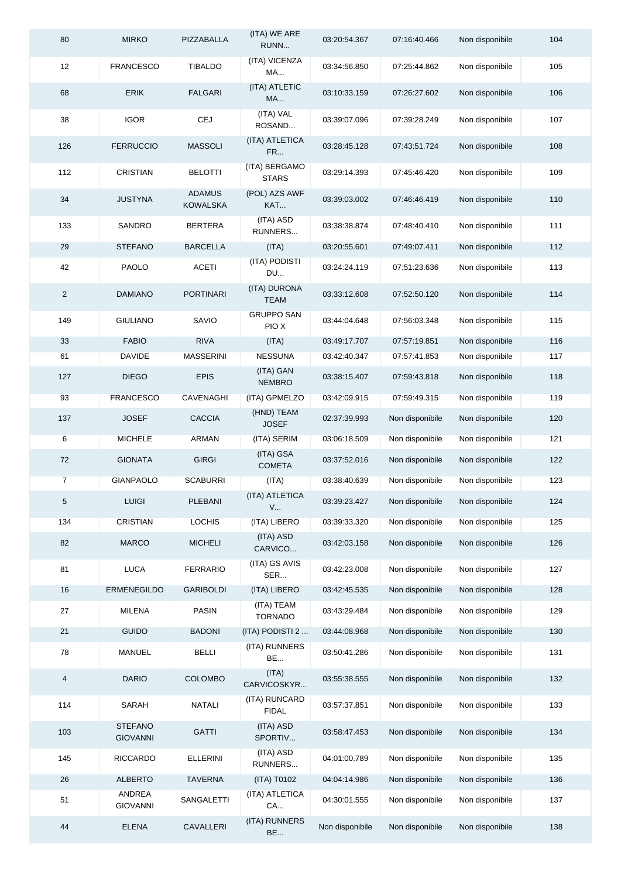| 80 | MIRKO | PIZZABALLA | (ITA) WE ARE RUNN... | 03:20:54.367 | 07:16:40.466 | Non disponibile | 104 |
|---|---|---|---|---|---|---|---|
| 12 | FRANCESCO | TIBALDO | (ITA) VICENZA MA... | 03:34:56.850 | 07:25:44.862 | Non disponibile | 105 |
| 68 | ERIK | FALGARI | (ITA) ATLETIC MA... | 03:10:33.159 | 07:26:27.602 | Non disponibile | 106 |
| 38 | IGOR | CEJ | (ITA) VAL ROSAND... | 03:39:07.096 | 07:39:28.249 | Non disponibile | 107 |
| 126 | FERRUCCIO | MASSOLI | (ITA) ATLETICA FR... | 03:28:45.128 | 07:43:51.724 | Non disponibile | 108 |
| 112 | CRISTIAN | BELOTTI | (ITA) BERGAMO STARS | 03:29:14.393 | 07:45:46.420 | Non disponibile | 109 |
| 34 | JUSTYNA | ADAMUS KOWALSKA | (POL) AZS AWF KAT... | 03:39:03.002 | 07:46:46.419 | Non disponibile | 110 |
| 133 | SANDRO | BERTERA | (ITA) ASD RUNNERS... | 03:38:38.874 | 07:48:40.410 | Non disponibile | 111 |
| 29 | STEFANO | BARCELLA | (ITA) | 03:20:55.601 | 07:49:07.411 | Non disponibile | 112 |
| 42 | PAOLO | ACETI | (ITA) PODISTI DU... | 03:24:24.119 | 07:51:23.636 | Non disponibile | 113 |
| 2 | DAMIANO | PORTINARI | (ITA) DURONA TEAM | 03:33:12.608 | 07:52:50.120 | Non disponibile | 114 |
| 149 | GIULIANO | SAVIO | GRUPPO SAN PIO X | 03:44:04.648 | 07:56:03.348 | Non disponibile | 115 |
| 33 | FABIO | RIVA | (ITA) | 03:49:17.707 | 07:57:19.851 | Non disponibile | 116 |
| 61 | DAVIDE | MASSERINI | NESSUNA | 03:42:40.347 | 07:57:41.853 | Non disponibile | 117 |
| 127 | DIEGO | EPIS | (ITA) GAN NEMBRO | 03:38:15.407 | 07:59:43.818 | Non disponibile | 118 |
| 93 | FRANCESCO | CAVENAGHI | (ITA) GPMELZO | 03:42:09.915 | 07:59:49.315 | Non disponibile | 119 |
| 137 | JOSEF | CACCIA | (HND) TEAM JOSEF | 02:37:39.993 | Non disponibile | Non disponibile | 120 |
| 6 | MICHELE | ARMAN | (ITA) SERIM | 03:06:18.509 | Non disponibile | Non disponibile | 121 |
| 72 | GIONATA | GIRGI | (ITA) GSA COMETA | 03:37:52.016 | Non disponibile | Non disponibile | 122 |
| 7 | GIANPAOLO | SCABURRI | (ITA) | 03:38:40.639 | Non disponibile | Non disponibile | 123 |
| 5 | LUIGI | PLEBANI | (ITA) ATLETICA V... | 03:39:23.427 | Non disponibile | Non disponibile | 124 |
| 134 | CRISTIAN | LOCHIS | (ITA) LIBERO | 03:39:33.320 | Non disponibile | Non disponibile | 125 |
| 82 | MARCO | MICHELI | (ITA) ASD CARVICO... | 03:42:03.158 | Non disponibile | Non disponibile | 126 |
| 81 | LUCA | FERRARIO | (ITA) GS AVIS SER... | 03:42:23.008 | Non disponibile | Non disponibile | 127 |
| 16 | ERMENEGILDO | GARIBOLDI | (ITA) LIBERO | 03:42:45.535 | Non disponibile | Non disponibile | 128 |
| 27 | MILENA | PASIN | (ITA) TEAM TORNADO | 03:43:29.484 | Non disponibile | Non disponibile | 129 |
| 21 | GUIDO | BADONI | (ITA) PODISTI 2 ... | 03:44:08.968 | Non disponibile | Non disponibile | 130 |
| 78 | MANUEL | BELLI | (ITA) RUNNERS BE... | 03:50:41.286 | Non disponibile | Non disponibile | 131 |
| 4 | DARIO | COLOMBO | (ITA) CARVICOSKYR... | 03:55:38.555 | Non disponibile | Non disponibile | 132 |
| 114 | SARAH | NATALI | (ITA) RUNCARD FIDAL | 03:57:37.851 | Non disponibile | Non disponibile | 133 |
| 103 | STEFANO GIOVANNI | GATTI | (ITA) ASD SPORTIV... | 03:58:47.453 | Non disponibile | Non disponibile | 134 |
| 145 | RICCARDO | ELLERINI | (ITA) ASD RUNNERS... | 04:01:00.789 | Non disponibile | Non disponibile | 135 |
| 26 | ALBERTO | TAVERNA | (ITA) T0102 | 04:04:14.986 | Non disponibile | Non disponibile | 136 |
| 51 | ANDREA GIOVANNI | SANGALETTI | (ITA) ATLETICA CA... | 04:30:01.555 | Non disponibile | Non disponibile | 137 |
| 44 | ELENA | CAVALLERI | (ITA) RUNNERS BE... | Non disponibile | Non disponibile | Non disponibile | 138 |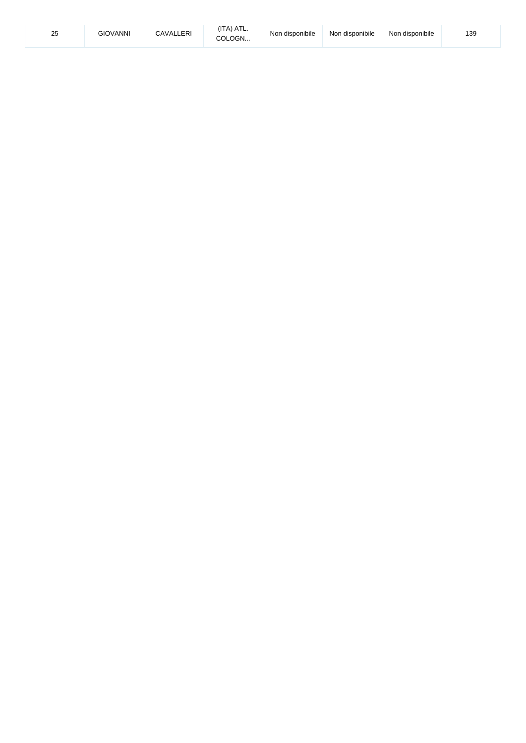| | | | | | | | |
|---|---|---|---|---|---|---|---|
| 25 | GIOVANNI | CAVALLERI | (ITA) ATL. COLOGN... | Non disponibile | Non disponibile | Non disponibile | 139 |